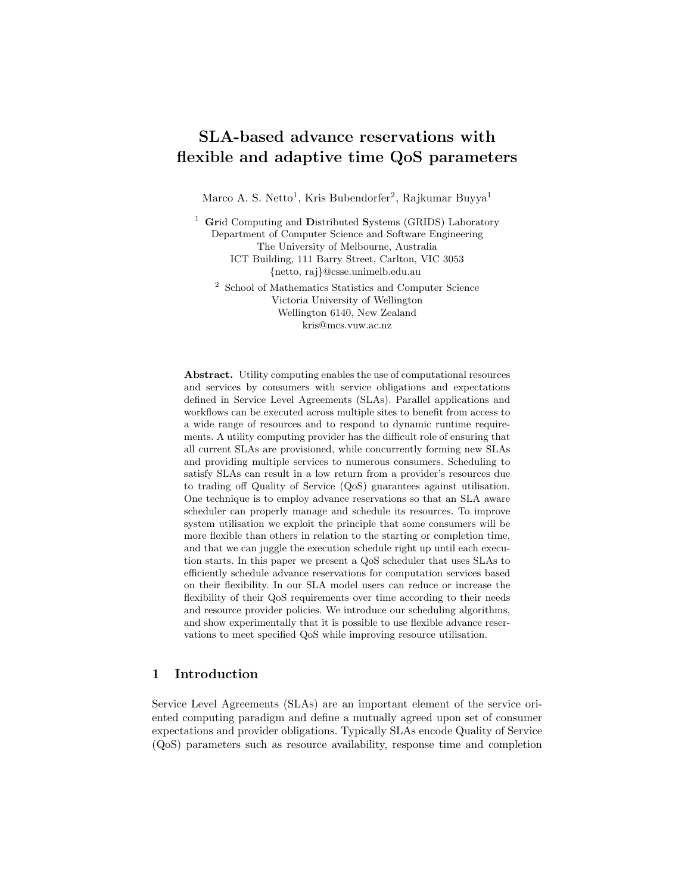# SLA-based advance reservations with flexible and adaptive time QoS parameters

Marco A. S. Netto[1], Kris Bubendorfer[2], Rajkumar Buyya[1]

[1] **Gr**id Computing and **D**istributed **S**ystems (GRIDS) Laboratory
Department of Computer Science and Software Engineering
The University of Melbourne, Australia
ICT Building, 111 Barry Street, Carlton, VIC 3053
{netto, raj}@csse.unimelb.edu.au

[2] School of Mathematics Statistics and Computer Science
Victoria University of Wellington
Wellington 6140, New Zealand
kris@mcs.vuw.ac.nz

**Abstract.** Utility computing enables the use of computational resources and services by consumers with service obligations and expectations defined in Service Level Agreements (SLAs). Parallel applications and workflows can be executed across multiple sites to benefit from access to a wide range of resources and to respond to dynamic runtime requirements. A utility computing provider has the difficult role of ensuring that all current SLAs are provisioned, while concurrently forming new SLAs and providing multiple services to numerous consumers. Scheduling to satisfy SLAs can result in a low return from a provider's resources due to trading off Quality of Service (QoS) guarantees against utilisation. One technique is to employ advance reservations so that an SLA aware scheduler can properly manage and schedule its resources. To improve system utilisation we exploit the principle that some consumers will be more flexible than others in relation to the starting or completion time, and that we can juggle the execution schedule right up until each execution starts. In this paper we present a QoS scheduler that uses SLAs to efficiently schedule advance reservations for computation services based on their flexibility. In our SLA model users can reduce or increase the flexibility of their QoS requirements over time according to their needs and resource provider policies. We introduce our scheduling algorithms, and show experimentally that it is possible to use flexible advance reservations to meet specified QoS while improving resource utilisation.

## 1 Introduction

Service Level Agreements (SLAs) are an important element of the service oriented computing paradigm and define a mutually agreed upon set of consumer expectations and provider obligations. Typically SLAs encode Quality of Service (QoS) parameters such as resource availability, response time and completion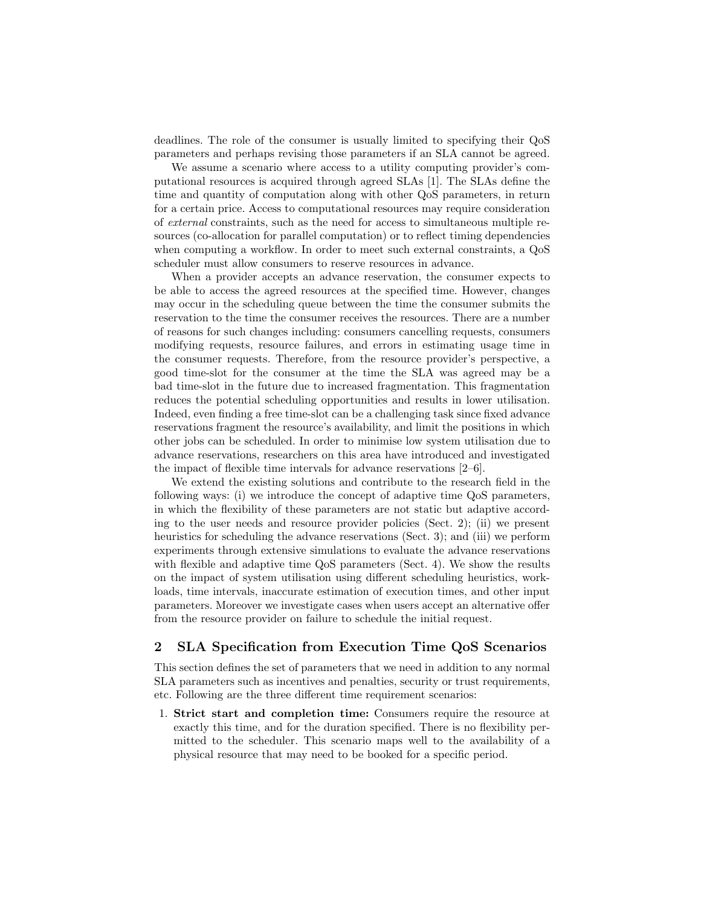deadlines. The role of the consumer is usually limited to specifying their QoS parameters and perhaps revising those parameters if an SLA cannot be agreed.

We assume a scenario where access to a utility computing provider's computational resources is acquired through agreed SLAs [1]. The SLAs define the time and quantity of computation along with other QoS parameters, in return for a certain price. Access to computational resources may require consideration of *external* constraints, such as the need for access to simultaneous multiple resources (co-allocation for parallel computation) or to reflect timing dependencies when computing a workflow. In order to meet such external constraints, a QoS scheduler must allow consumers to reserve resources in advance.

When a provider accepts an advance reservation, the consumer expects to be able to access the agreed resources at the specified time. However, changes may occur in the scheduling queue between the time the consumer submits the reservation to the time the consumer receives the resources. There are a number of reasons for such changes including: consumers cancelling requests, consumers modifying requests, resource failures, and errors in estimating usage time in the consumer requests. Therefore, from the resource provider's perspective, a good time-slot for the consumer at the time the SLA was agreed may be a bad time-slot in the future due to increased fragmentation. This fragmentation reduces the potential scheduling opportunities and results in lower utilisation. Indeed, even finding a free time-slot can be a challenging task since fixed advance reservations fragment the resource's availability, and limit the positions in which other jobs can be scheduled. In order to minimise low system utilisation due to advance reservations, researchers on this area have introduced and investigated the impact of flexible time intervals for advance reservations [2–6].

We extend the existing solutions and contribute to the research field in the following ways: (i) we introduce the concept of adaptive time QoS parameters, in which the flexibility of these parameters are not static but adaptive according to the user needs and resource provider policies (Sect. 2); (ii) we present heuristics for scheduling the advance reservations (Sect. 3); and (iii) we perform experiments through extensive simulations to evaluate the advance reservations with flexible and adaptive time QoS parameters (Sect. 4). We show the results on the impact of system utilisation using different scheduling heuristics, workloads, time intervals, inaccurate estimation of execution times, and other input parameters. Moreover we investigate cases when users accept an alternative offer from the resource provider on failure to schedule the initial request.

## 2 SLA Specification from Execution Time QoS Scenarios

This section defines the set of parameters that we need in addition to any normal SLA parameters such as incentives and penalties, security or trust requirements, etc. Following are the three different time requirement scenarios:

1. **Strict start and completion time:** Consumers require the resource at exactly this time, and for the duration specified. There is no flexibility permitted to the scheduler. This scenario maps well to the availability of a physical resource that may need to be booked for a specific period.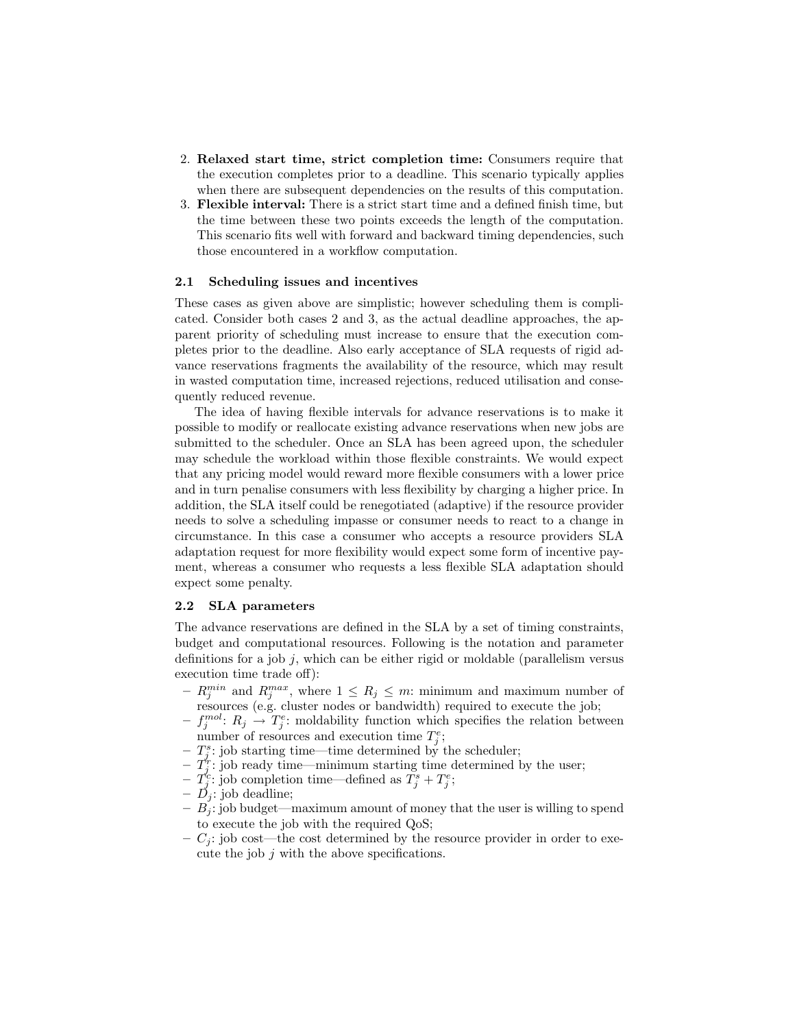2. **Relaxed start time, strict completion time:** Consumers require that the execution completes prior to a deadline. This scenario typically applies when there are subsequent dependencies on the results of this computation.
3. **Flexible interval:** There is a strict start time and a defined finish time, but the time between these two points exceeds the length of the computation. This scenario fits well with forward and backward timing dependencies, such those encountered in a workflow computation.

### 2.1 Scheduling issues and incentives

These cases as given above are simplistic; however scheduling them is complicated. Consider both cases 2 and 3, as the actual deadline approaches, the apparent priority of scheduling must increase to ensure that the execution completes prior to the deadline. Also early acceptance of SLA requests of rigid advance reservations fragments the availability of the resource, which may result in wasted computation time, increased rejections, reduced utilisation and consequently reduced revenue.

The idea of having flexible intervals for advance reservations is to make it possible to modify or reallocate existing advance reservations when new jobs are submitted to the scheduler. Once an SLA has been agreed upon, the scheduler may schedule the workload within those flexible constraints. We would expect that any pricing model would reward more flexible consumers with a lower price and in turn penalise consumers with less flexibility by charging a higher price. In addition, the SLA itself could be renegotiated (adaptive) if the resource provider needs to solve a scheduling impasse or consumer needs to react to a change in circumstance. In this case a consumer who accepts a resource providers SLA adaptation request for more flexibility would expect some form of incentive payment, whereas a consumer who requests a less flexible SLA adaptation should expect some penalty.

### 2.2 SLA parameters

The advance reservations are defined in the SLA by a set of timing constraints, budget and computational resources. Following is the notation and parameter definitions for a job $j$, which can be either rigid or moldable (parallelism versus execution time trade off):

- $R_j^{min}$ and $R_j^{max}$, where $1 \leq R_j \leq m$: minimum and maximum number of resources (e.g. cluster nodes or bandwidth) required to execute the job;
- $f_j^{mol}$: $R_j \rightarrow T_j^e$: moldability function which specifies the relation between number of resources and execution time $T_j^e$;
- $T_j^s$: job starting time—time determined by the scheduler;
- $T_j^r$: job ready time—minimum starting time determined by the user;
- $T_j^c$: job completion time—defined as $T_j^s + T_j^e$;
- $D_j$: job deadline;
- $B_j$: job budget—maximum amount of money that the user is willing to spend to execute the job with the required QoS;
- $C_j$: job cost—the cost determined by the resource provider in order to execute the job $j$ with the above specifications.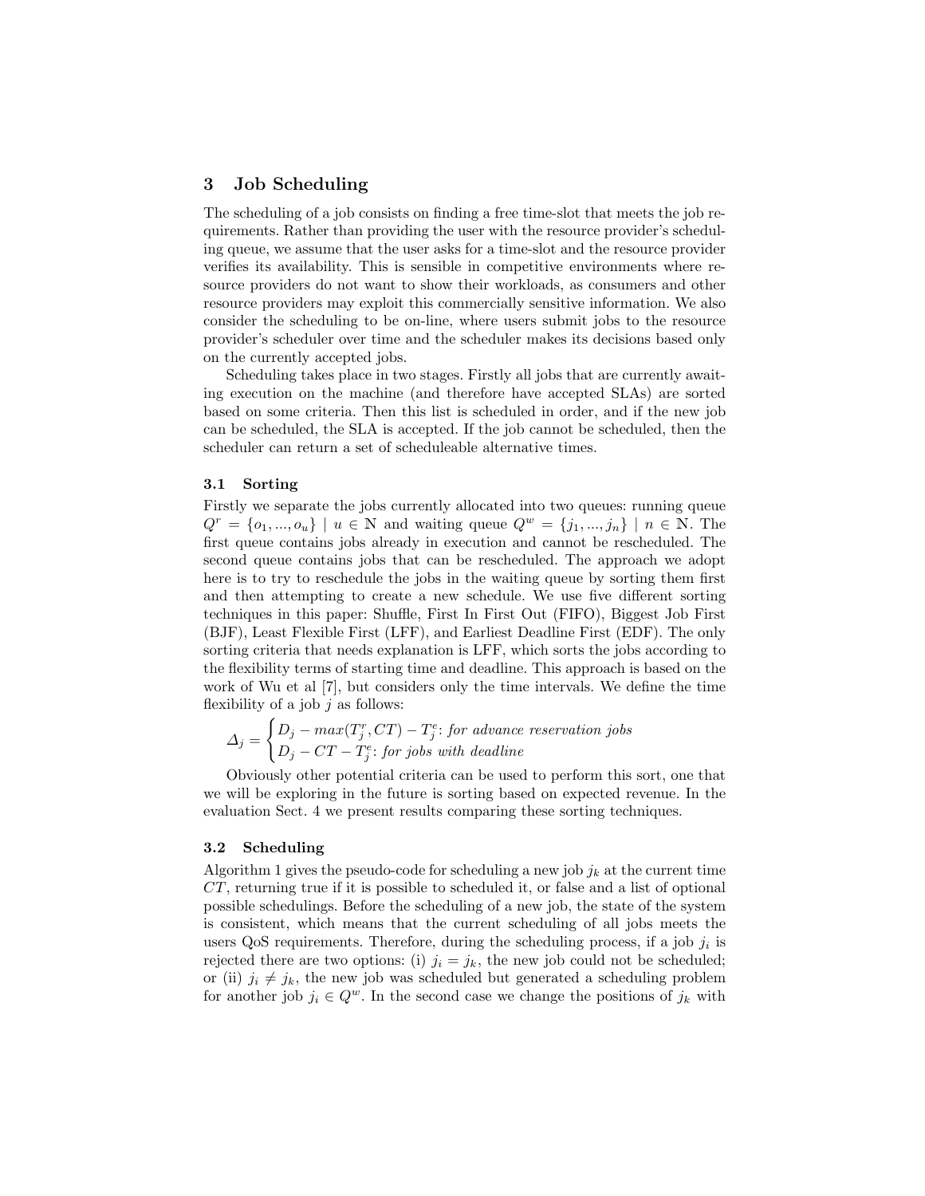## 3 Job Scheduling

The scheduling of a job consists on finding a free time-slot that meets the job requirements. Rather than providing the user with the resource provider's scheduling queue, we assume that the user asks for a time-slot and the resource provider verifies its availability. This is sensible in competitive environments where resource providers do not want to show their workloads, as consumers and other resource providers may exploit this commercially sensitive information. We also consider the scheduling to be on-line, where users submit jobs to the resource provider's scheduler over time and the scheduler makes its decisions based only on the currently accepted jobs.

Scheduling takes place in two stages. Firstly all jobs that are currently awaiting execution on the machine (and therefore have accepted SLAs) are sorted based on some criteria. Then this list is scheduled in order, and if the new job can be scheduled, the SLA is accepted. If the job cannot be scheduled, then the scheduler can return a set of scheduleable alternative times.

### 3.1 Sorting

Firstly we separate the jobs currently allocated into two queues: running queue $Q^r = \{o_1, ..., o_u\} \mid u \in \mathbb{N}$ and waiting queue $Q^w = \{j_1, ..., j_n\} \mid n \in \mathbb{N}$. The first queue contains jobs already in execution and cannot be rescheduled. The second queue contains jobs that can be rescheduled. The approach we adopt here is to try to reschedule the jobs in the waiting queue by sorting them first and then attempting to create a new schedule. We use five different sorting techniques in this paper: Shuffle, First In First Out (FIFO), Biggest Job First (BJF), Least Flexible First (LFF), and Earliest Deadline First (EDF). The only sorting criteria that needs explanation is LFF, which sorts the jobs according to the flexibility terms of starting time and deadline. This approach is based on the work of Wu et al [7], but considers only the time intervals. We define the time flexibility of a job $j$ as follows:

$$\Delta_j = \begin{cases} D_j - max(T_j^r, CT) - T_j^e\text{: } \textit{for advance reservation jobs} \\ D_j - CT - T_j^e\text{: } \textit{for jobs with deadline} \end{cases}$$

Obviously other potential criteria can be used to perform this sort, one that we will be exploring in the future is sorting based on expected revenue. In the evaluation Sect. 4 we present results comparing these sorting techniques.

### 3.2 Scheduling

Algorithm 1 gives the pseudo-code for scheduling a new job $j_k$ at the current time $CT$, returning true if it is possible to scheduled it, or false and a list of optional possible schedulings. Before the scheduling of a new job, the state of the system is consistent, which means that the current scheduling of all jobs meets the users QoS requirements. Therefore, during the scheduling process, if a job $j_i$ is rejected there are two options: (i) $j_i = j_k$, the new job could not be scheduled; or (ii) $j_i \neq j_k$, the new job was scheduled but generated a scheduling problem for another job $j_i \in Q^w$. In the second case we change the positions of $j_k$ with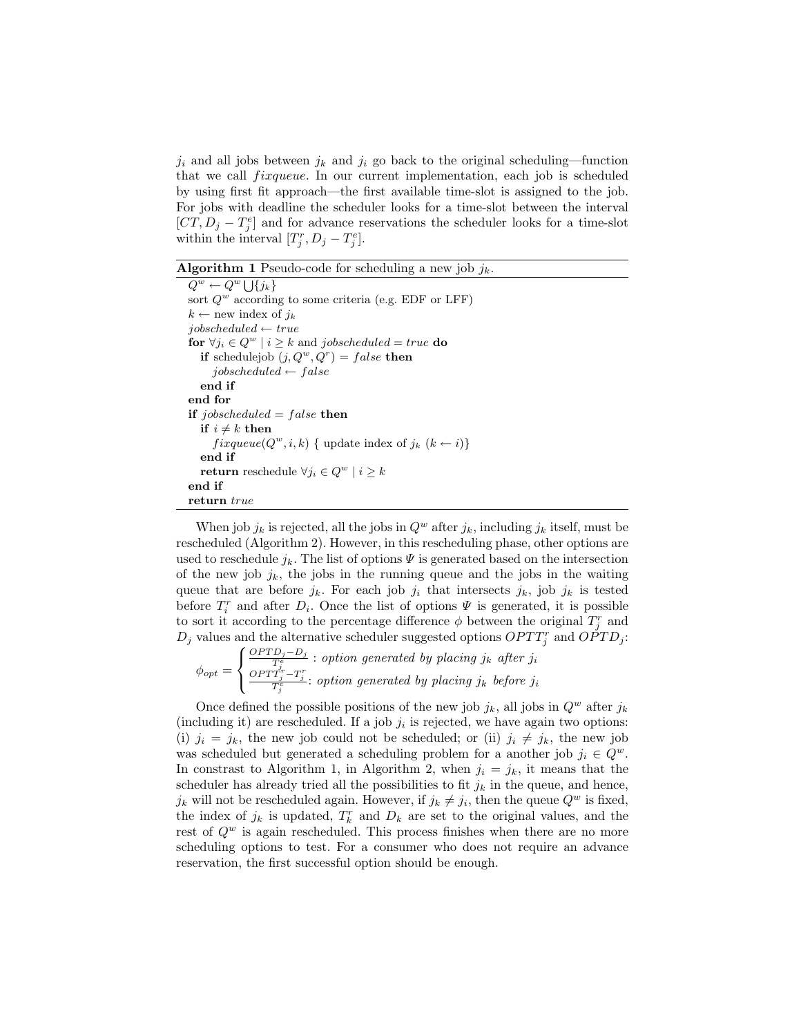$j_i$ and all jobs between $j_k$ and $j_i$ go back to the original scheduling—function that we call *fixqueue*. In our current implementation, each job is scheduled by using first fit approach—the first available time-slot is assigned to the job. For jobs with deadline the scheduler looks for a time-slot between the interval $[CT, D_j - T^e_j]$ and for advance reservations the scheduler looks for a time-slot within the interval $[T^r_j, D_j - T^e_j]$.

**Algorithm 1** Pseudo-code for scheduling a new job $j_k$.

```
Q^w ← Q^w ⋃{j_k}
sort Q^w according to some criteria (e.g. EDF or LFF)
k ← new index of j_k
jobscheduled ← true
for ∀j_i ∈ Q^w | i ≥ k and jobscheduled = true do
   if schedulejob (j, Q^w, Q^r) = false then
      jobscheduled ← false
   end if
end for
if jobscheduled = false then
   if i ≠ k then
      fixqueue(Q^w, i, k) { update index of j_k (k ← i)}
   end if
   return reschedule ∀j_i ∈ Q^w | i ≥ k
end if
return true
```

When job $j_k$ is rejected, all the jobs in $Q^w$ after $j_k$, including $j_k$ itself, must be rescheduled (Algorithm 2). However, in this rescheduling phase, other options are used to reschedule $j_k$. The list of options $\Psi$ is generated based on the intersection of the new job $j_k$, the jobs in the running queue and the jobs in the waiting queue that are before $j_k$. For each job $j_i$ that intersects $j_k$, job $j_k$ is tested before $T^r_i$ and after $D_i$. Once the list of options $\Psi$ is generated, it is possible to sort it according to the percentage difference $\phi$ between the original $T^r_j$ and $D_j$ values and the alternative scheduler suggested options $OPTT^r_j$ and $OPTD_j$:

$$\phi_{opt} = \begin{cases} \frac{OPTD_j - D_j}{T^e_j} : \textit{option generated by placing } j_k \textit{ after } j_i \\ \frac{OPTT^r_j - T^r_j}{T^e_j} : \textit{option generated by placing } j_k \textit{ before } j_i \end{cases}$$

Once defined the possible positions of the new job $j_k$, all jobs in $Q^w$ after $j_k$ (including it) are rescheduled. If a job $j_i$ is rejected, we have again two options: (i) $j_i = j_k$, the new job could not be scheduled; or (ii) $j_i \neq j_k$, the new job was scheduled but generated a scheduling problem for a another job $j_i \in Q^w$. In constrast to Algorithm 1, in Algorithm 2, when $j_i = j_k$, it means that the scheduler has already tried all the possibilities to fit $j_k$ in the queue, and hence, $j_k$ will not be rescheduled again. However, if $j_k \neq j_i$, then the queue $Q^w$ is fixed, the index of $j_k$ is updated, $T^r_k$ and $D_k$ are set to the original values, and the rest of $Q^w$ is again rescheduled. This process finishes when there are no more scheduling options to test. For a consumer who does not require an advance reservation, the first successful option should be enough.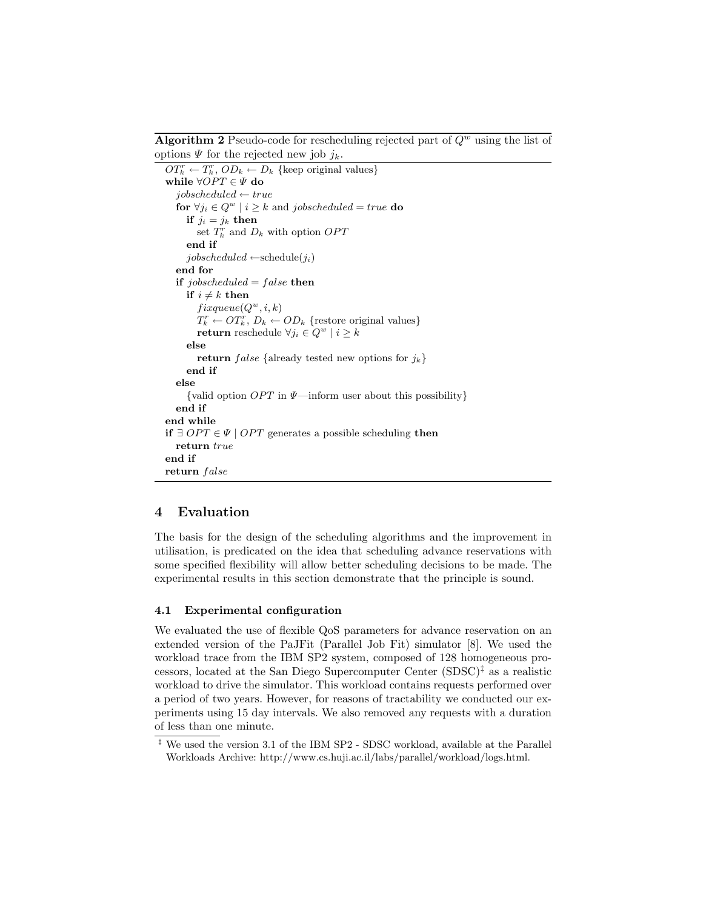**Algorithm 2** Pseudo-code for rescheduling rejected part of $Q^w$ using the list of options $\Psi$ for the rejected new job $j_k$.

```
OT_k^r ← T_k^r, OD_k ← D_k {keep original values}
while ∀OPT ∈ Ψ do
  jobscheduled ← true
  for ∀j_i ∈ Q^w | i ≥ k and jobscheduled = true do
    if j_i = j_k then
      set T_k^r and D_k with option OPT
    end if
    jobscheduled ←schedule(j_i)
  end for
  if jobscheduled = false then
    if i ≠ k then
      fixqueue(Q^w, i, k)
      T_k^r ← OT_k^r, D_k ← OD_k {restore original values}
      return reschedule ∀j_i ∈ Q^w | i ≥ k
    else
      return false {already tested new options for j_k}
    end if
  else
    {valid option OPT in Ψ—inform user about this possibility}
  end if
end while
if ∃ OPT ∈ Ψ | OPT generates a possible scheduling then
  return true
end if
return false
```

## 4 Evaluation

The basis for the design of the scheduling algorithms and the improvement in utilisation, is predicated on the idea that scheduling advance reservations with some specified flexibility will allow better scheduling decisions to be made. The experimental results in this section demonstrate that the principle is sound.

### 4.1 Experimental configuration

We evaluated the use of flexible QoS parameters for advance reservation on an extended version of the PaJFit (Parallel Job Fit) simulator [8]. We used the workload trace from the IBM SP2 system, composed of 128 homogeneous processors, located at the San Diego Supercomputer Center (SDSC)[‡] as a realistic workload to drive the simulator. This workload contains requests performed over a period of two years. However, for reasons of tractability we conducted our experiments using 15 day intervals. We also removed any requests with a duration of less than one minute.

[‡] We used the version 3.1 of the IBM SP2 - SDSC workload, available at the Parallel Workloads Archive: http://www.cs.huji.ac.il/labs/parallel/workload/logs.html.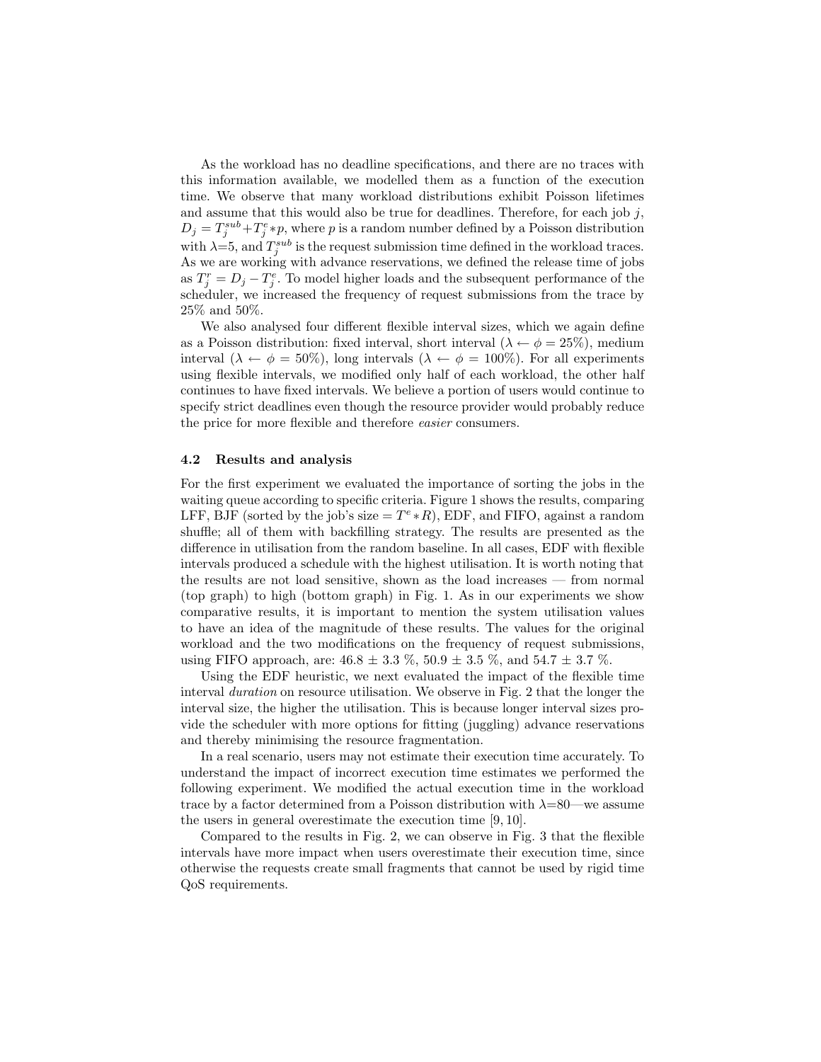As the workload has no deadline specifications, and there are no traces with this information available, we modelled them as a function of the execution time. We observe that many workload distributions exhibit Poisson lifetimes and assume that this would also be true for deadlines. Therefore, for each job $j$, $D_j = T_j^{sub} + T_j^e * p$, where $p$ is a random number defined by a Poisson distribution with $\lambda$=5, and $T_j^{sub}$ is the request submission time defined in the workload traces. As we are working with advance reservations, we defined the release time of jobs as $T_j^r = D_j - T_j^e$. To model higher loads and the subsequent performance of the scheduler, we increased the frequency of request submissions from the trace by 25% and 50%.

We also analysed four different flexible interval sizes, which we again define as a Poisson distribution: fixed interval, short interval ($\lambda \leftarrow \phi = 25\%$), medium interval ($\lambda \leftarrow \phi = 50\%$), long intervals ($\lambda \leftarrow \phi = 100\%$). For all experiments using flexible intervals, we modified only half of each workload, the other half continues to have fixed intervals. We believe a portion of users would continue to specify strict deadlines even though the resource provider would probably reduce the price for more flexible and therefore *easier* consumers.

### 4.2 Results and analysis

For the first experiment we evaluated the importance of sorting the jobs in the waiting queue according to specific criteria. Figure 1 shows the results, comparing LFF, BJF (sorted by the job's size = $T^e * R$), EDF, and FIFO, against a random shuffle; all of them with backfilling strategy. The results are presented as the difference in utilisation from the random baseline. In all cases, EDF with flexible intervals produced a schedule with the highest utilisation. It is worth noting that the results are not load sensitive, shown as the load increases — from normal (top graph) to high (bottom graph) in Fig. 1. As in our experiments we show comparative results, it is important to mention the system utilisation values to have an idea of the magnitude of these results. The values for the original workload and the two modifications on the frequency of request submissions, using FIFO approach, are: 46.8 ± 3.3 %, 50.9 ± 3.5 %, and 54.7 ± 3.7 %.

Using the EDF heuristic, we next evaluated the impact of the flexible time interval *duration* on resource utilisation. We observe in Fig. 2 that the longer the interval size, the higher the utilisation. This is because longer interval sizes provide the scheduler with more options for fitting (juggling) advance reservations and thereby minimising the resource fragmentation.

In a real scenario, users may not estimate their execution time accurately. To understand the impact of incorrect execution time estimates we performed the following experiment. We modified the actual execution time in the workload trace by a factor determined from a Poisson distribution with $\lambda$=80—we assume the users in general overestimate the execution time [9, 10].

Compared to the results in Fig. 2, we can observe in Fig. 3 that the flexible intervals have more impact when users overestimate their execution time, since otherwise the requests create small fragments that cannot be used by rigid time QoS requirements.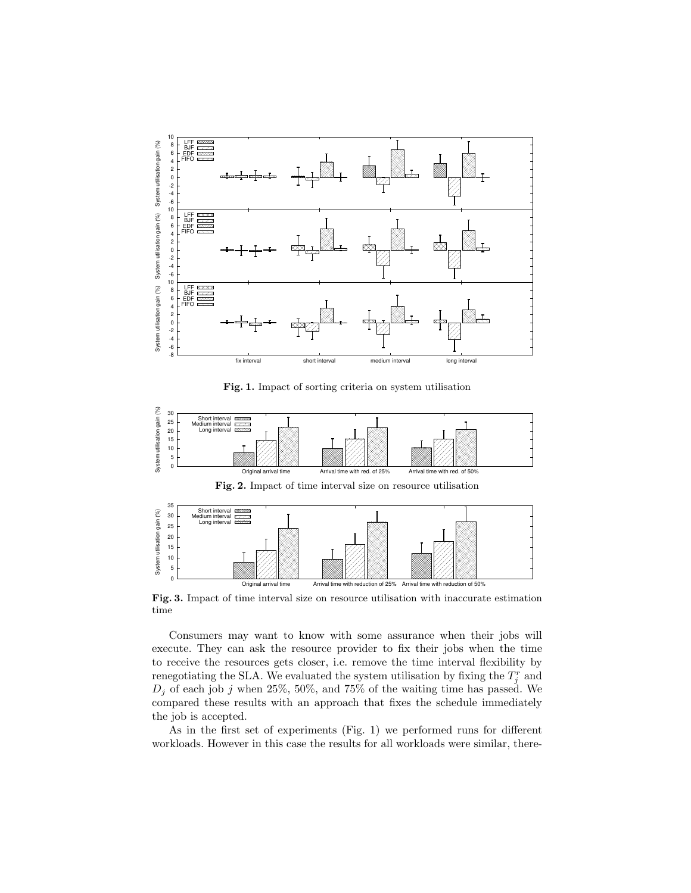**Fig. 1.** Impact of sorting criteria on system utilisation

**Fig. 2.** Impact of time interval size on resource utilisation

**Fig. 3.** Impact of time interval size on resource utilisation with inaccurate estimation time

Consumers may want to know with some assurance when their jobs will execute. They can ask the resource provider to fix their jobs when the time to receive the resources gets closer, i.e. remove the time interval flexibility by renegotiating the SLA. We evaluated the system utilisation by fixing the $T_j^r$ and $D_j$ of each job $j$ when 25%, 50%, and 75% of the waiting time has passed. We compared these results with an approach that fixes the schedule immediately the job is accepted.

As in the first set of experiments (Fig. 1) we performed runs for different workloads. However in this case the results for all workloads were similar, there-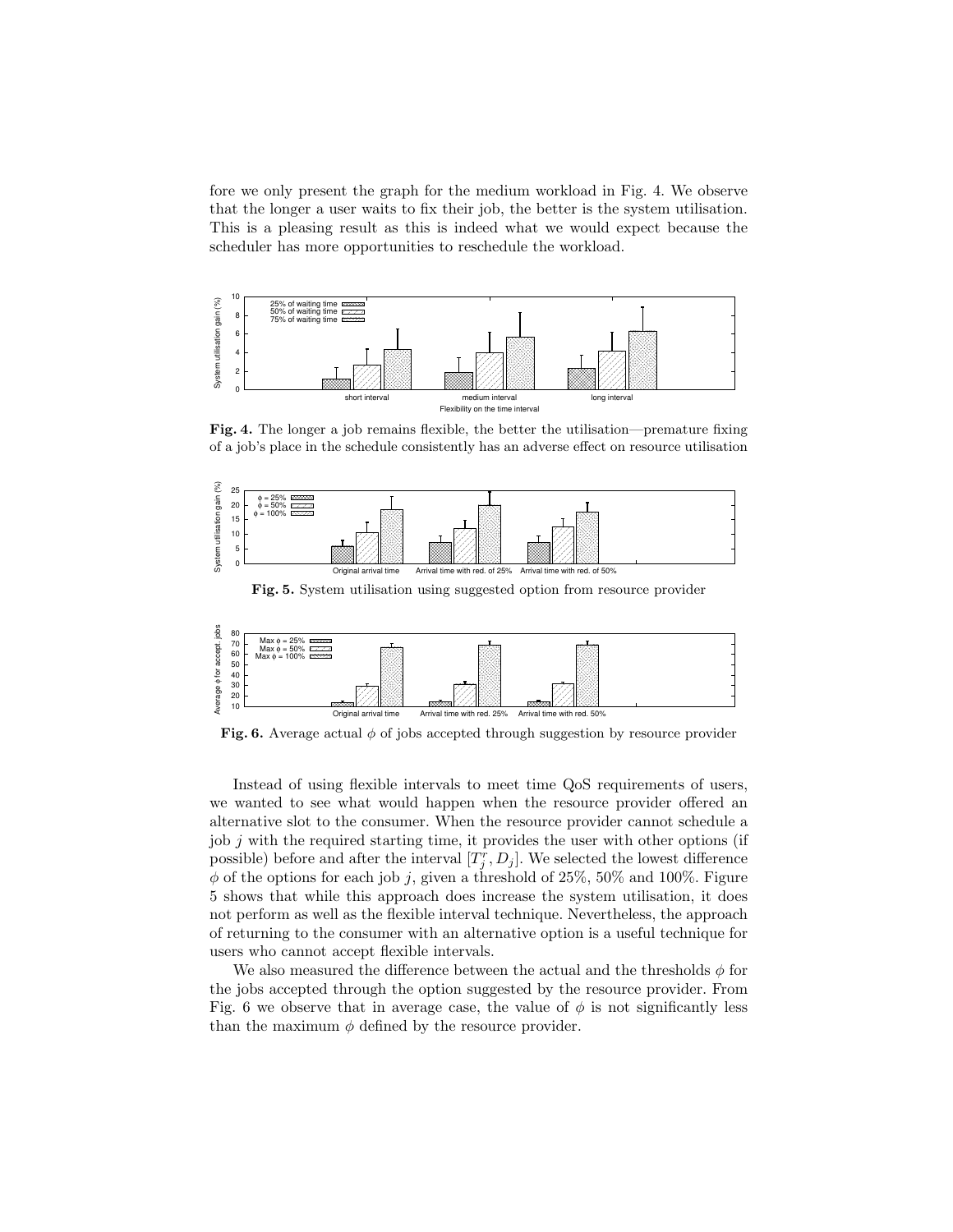fore we only present the graph for the medium workload in Fig. 4. We observe that the longer a user waits to fix their job, the better is the system utilisation. This is a pleasing result as this is indeed what we would expect because the scheduler has more opportunities to reschedule the workload.

**Fig. 4.** The longer a job remains flexible, the better the utilisation—premature fixing of a job's place in the schedule consistently has an adverse effect on resource utilisation

**Fig. 5.** System utilisation using suggested option from resource provider

**Fig. 6.** Average actual $\phi$ of jobs accepted through suggestion by resource provider

Instead of using flexible intervals to meet time QoS requirements of users, we wanted to see what would happen when the resource provider offered an alternative slot to the consumer. When the resource provider cannot schedule a job $j$ with the required starting time, it provides the user with other options (if possible) before and after the interval $[T_j^r, D_j]$. We selected the lowest difference $\phi$ of the options for each job $j$, given a threshold of 25%, 50% and 100%. Figure 5 shows that while this approach does increase the system utilisation, it does not perform as well as the flexible interval technique. Nevertheless, the approach of returning to the consumer with an alternative option is a useful technique for users who cannot accept flexible intervals.

We also measured the difference between the actual and the thresholds $\phi$ for the jobs accepted through the option suggested by the resource provider. From Fig. 6 we observe that in average case, the value of $\phi$ is not significantly less than the maximum $\phi$ defined by the resource provider.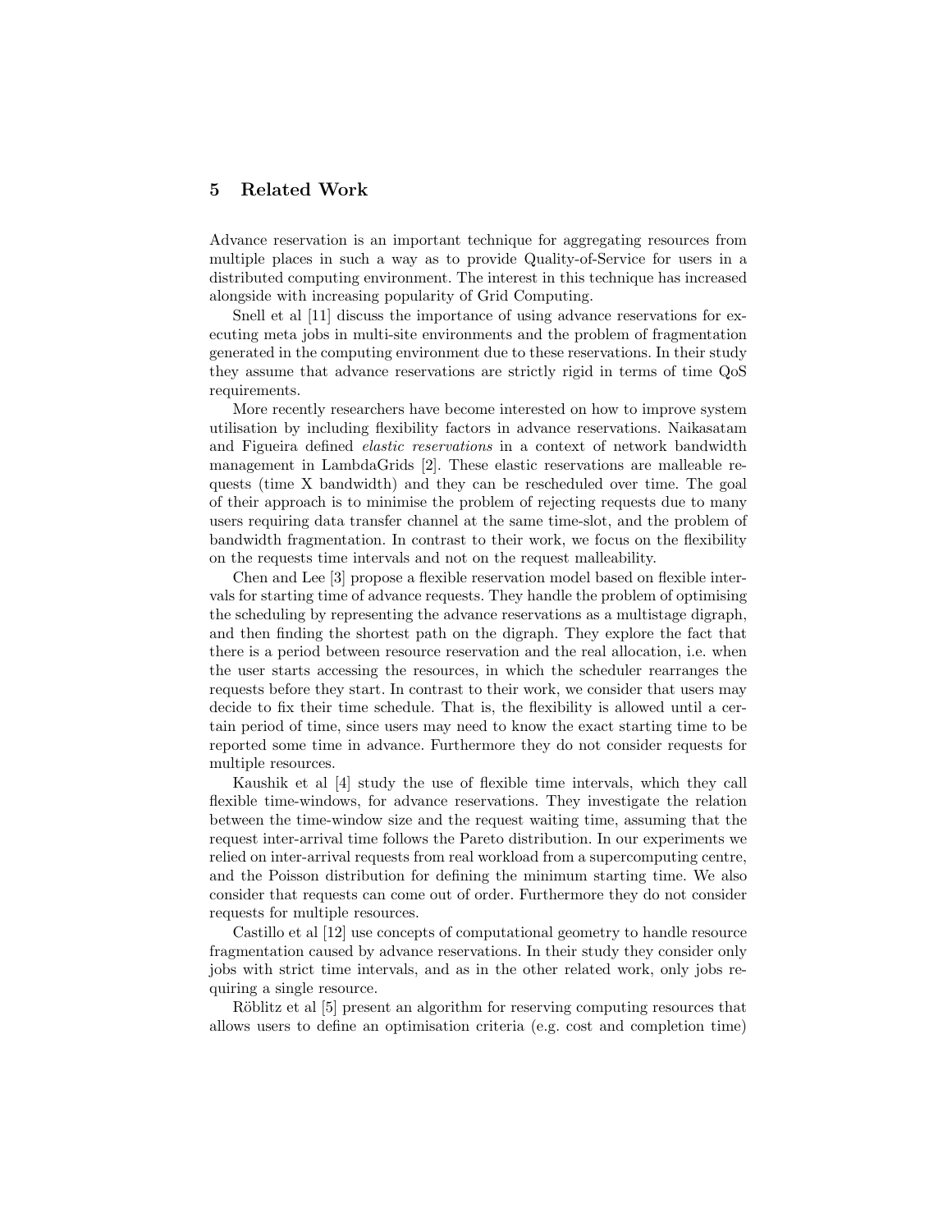## 5 Related Work

Advance reservation is an important technique for aggregating resources from multiple places in such a way as to provide Quality-of-Service for users in a distributed computing environment. The interest in this technique has increased alongside with increasing popularity of Grid Computing.

Snell et al [11] discuss the importance of using advance reservations for executing meta jobs in multi-site environments and the problem of fragmentation generated in the computing environment due to these reservations. In their study they assume that advance reservations are strictly rigid in terms of time QoS requirements.

More recently researchers have become interested on how to improve system utilisation by including flexibility factors in advance reservations. Naikasatam and Figueira defined *elastic reservations* in a context of network bandwidth management in LambdaGrids [2]. These elastic reservations are malleable requests (time X bandwidth) and they can be rescheduled over time. The goal of their approach is to minimise the problem of rejecting requests due to many users requiring data transfer channel at the same time-slot, and the problem of bandwidth fragmentation. In contrast to their work, we focus on the flexibility on the requests time intervals and not on the request malleability.

Chen and Lee [3] propose a flexible reservation model based on flexible intervals for starting time of advance requests. They handle the problem of optimising the scheduling by representing the advance reservations as a multistage digraph, and then finding the shortest path on the digraph. They explore the fact that there is a period between resource reservation and the real allocation, i.e. when the user starts accessing the resources, in which the scheduler rearranges the requests before they start. In contrast to their work, we consider that users may decide to fix their time schedule. That is, the flexibility is allowed until a certain period of time, since users may need to know the exact starting time to be reported some time in advance. Furthermore they do not consider requests for multiple resources.

Kaushik et al [4] study the use of flexible time intervals, which they call flexible time-windows, for advance reservations. They investigate the relation between the time-window size and the request waiting time, assuming that the request inter-arrival time follows the Pareto distribution. In our experiments we relied on inter-arrival requests from real workload from a supercomputing centre, and the Poisson distribution for defining the minimum starting time. We also consider that requests can come out of order. Furthermore they do not consider requests for multiple resources.

Castillo et al [12] use concepts of computational geometry to handle resource fragmentation caused by advance reservations. In their study they consider only jobs with strict time intervals, and as in the other related work, only jobs requiring a single resource.

Röblitz et al [5] present an algorithm for reserving computing resources that allows users to define an optimisation criteria (e.g. cost and completion time)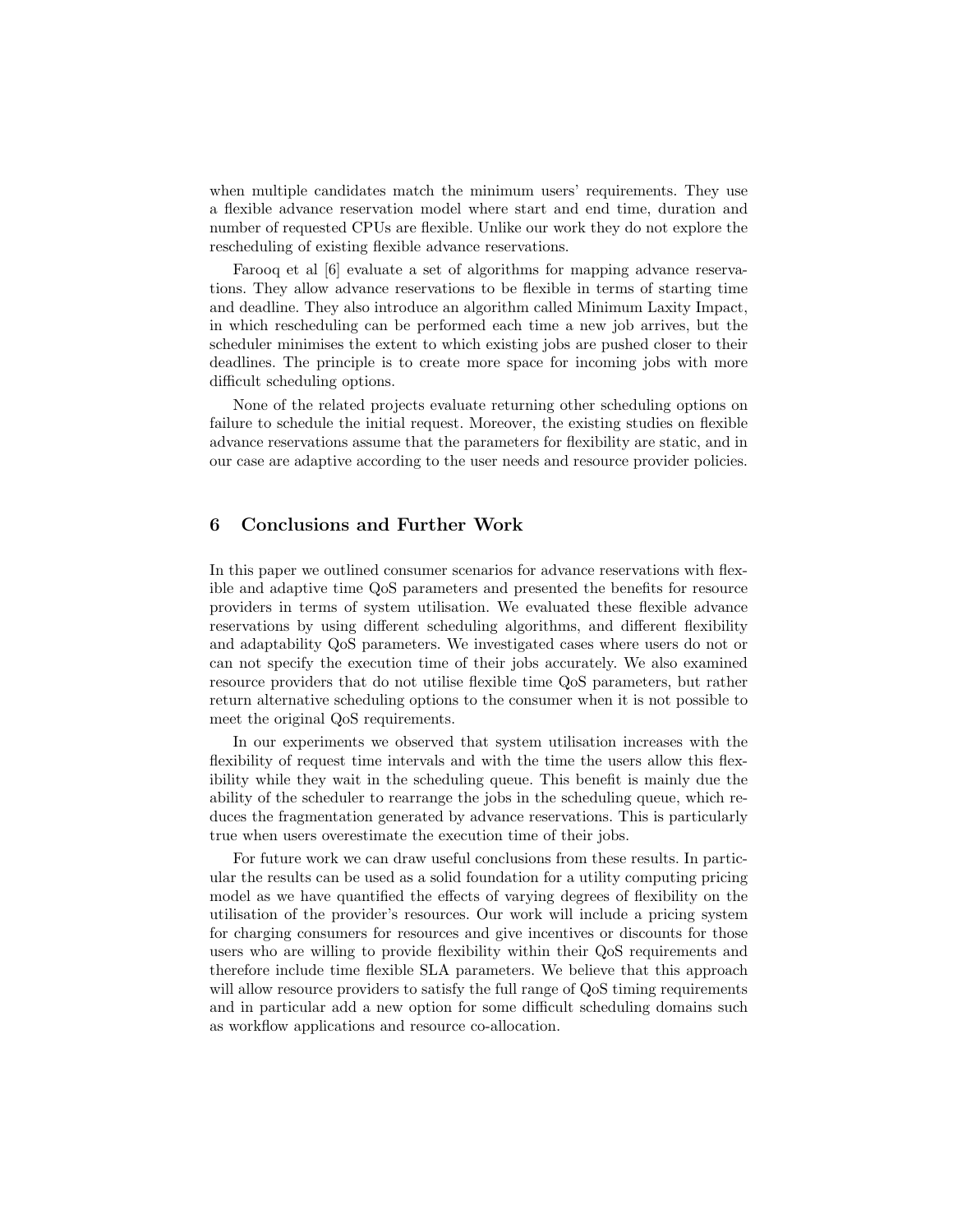when multiple candidates match the minimum users' requirements. They use a flexible advance reservation model where start and end time, duration and number of requested CPUs are flexible. Unlike our work they do not explore the rescheduling of existing flexible advance reservations.

Farooq et al [6] evaluate a set of algorithms for mapping advance reservations. They allow advance reservations to be flexible in terms of starting time and deadline. They also introduce an algorithm called Minimum Laxity Impact, in which rescheduling can be performed each time a new job arrives, but the scheduler minimises the extent to which existing jobs are pushed closer to their deadlines. The principle is to create more space for incoming jobs with more difficult scheduling options.

None of the related projects evaluate returning other scheduling options on failure to schedule the initial request. Moreover, the existing studies on flexible advance reservations assume that the parameters for flexibility are static, and in our case are adaptive according to the user needs and resource provider policies.

## 6 Conclusions and Further Work

In this paper we outlined consumer scenarios for advance reservations with flexible and adaptive time QoS parameters and presented the benefits for resource providers in terms of system utilisation. We evaluated these flexible advance reservations by using different scheduling algorithms, and different flexibility and adaptability QoS parameters. We investigated cases where users do not or can not specify the execution time of their jobs accurately. We also examined resource providers that do not utilise flexible time QoS parameters, but rather return alternative scheduling options to the consumer when it is not possible to meet the original QoS requirements.

In our experiments we observed that system utilisation increases with the flexibility of request time intervals and with the time the users allow this flexibility while they wait in the scheduling queue. This benefit is mainly due the ability of the scheduler to rearrange the jobs in the scheduling queue, which reduces the fragmentation generated by advance reservations. This is particularly true when users overestimate the execution time of their jobs.

For future work we can draw useful conclusions from these results. In particular the results can be used as a solid foundation for a utility computing pricing model as we have quantified the effects of varying degrees of flexibility on the utilisation of the provider's resources. Our work will include a pricing system for charging consumers for resources and give incentives or discounts for those users who are willing to provide flexibility within their QoS requirements and therefore include time flexible SLA parameters. We believe that this approach will allow resource providers to satisfy the full range of QoS timing requirements and in particular add a new option for some difficult scheduling domains such as workflow applications and resource co-allocation.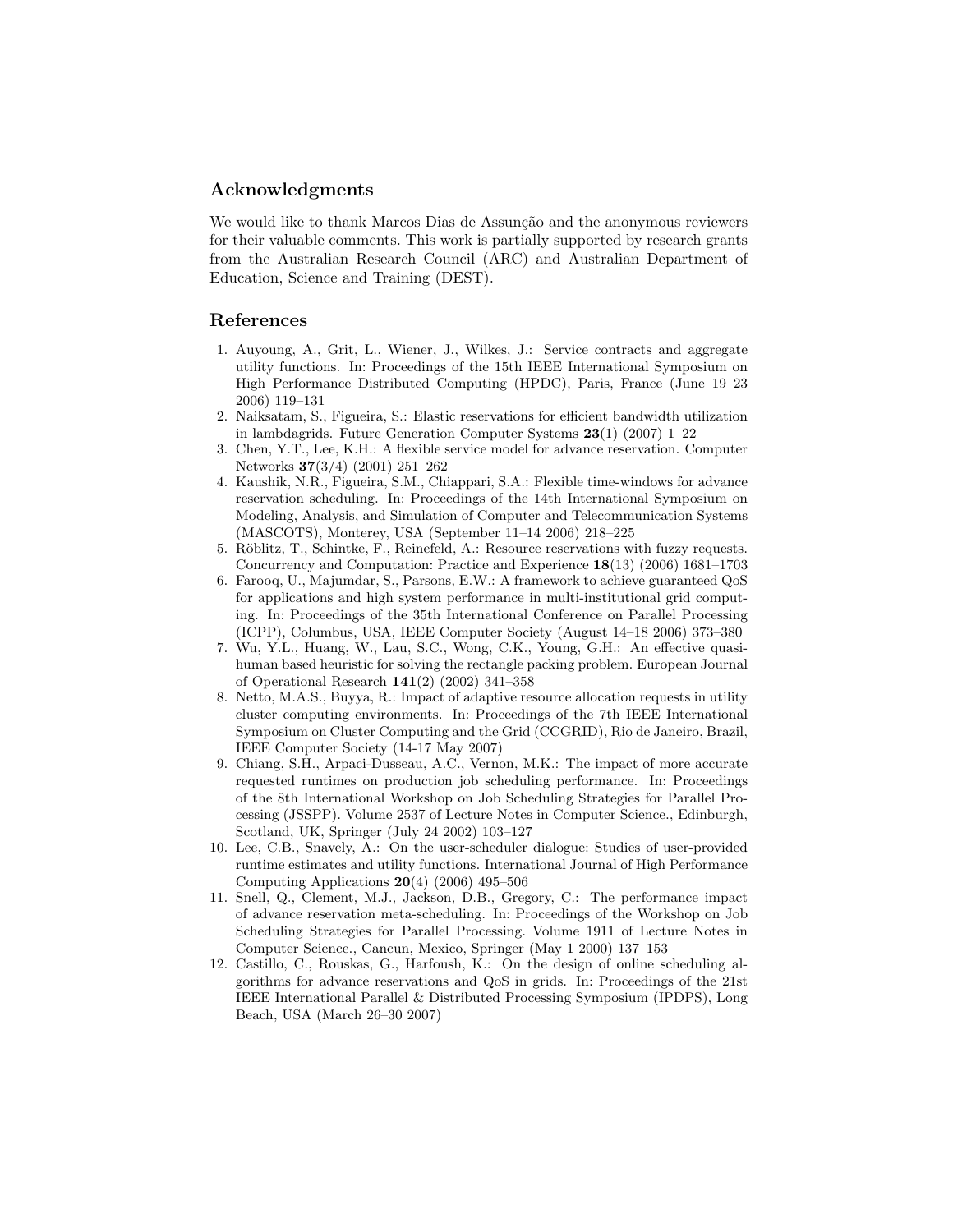## Acknowledgments

We would like to thank Marcos Dias de Assunção and the anonymous reviewers for their valuable comments. This work is partially supported by research grants from the Australian Research Council (ARC) and Australian Department of Education, Science and Training (DEST).

## References

1. Auyoung, A., Grit, L., Wiener, J., Wilkes, J.: Service contracts and aggregate utility functions. In: Proceedings of the 15th IEEE International Symposium on High Performance Distributed Computing (HPDC), Paris, France (June 19–23 2006) 119–131
2. Naiksatam, S., Figueira, S.: Elastic reservations for efficient bandwidth utilization in lambdagrids. Future Generation Computer Systems **23**(1) (2007) 1–22
3. Chen, Y.T., Lee, K.H.: A flexible service model for advance reservation. Computer Networks **37**(3/4) (2001) 251–262
4. Kaushik, N.R., Figueira, S.M., Chiappari, S.A.: Flexible time-windows for advance reservation scheduling. In: Proceedings of the 14th International Symposium on Modeling, Analysis, and Simulation of Computer and Telecommunication Systems (MASCOTS), Monterey, USA (September 11–14 2006) 218–225
5. Röblitz, T., Schintke, F., Reinefeld, A.: Resource reservations with fuzzy requests. Concurrency and Computation: Practice and Experience **18**(13) (2006) 1681–1703
6. Farooq, U., Majumdar, S., Parsons, E.W.: A framework to achieve guaranteed QoS for applications and high system performance in multi-institutional grid computing. In: Proceedings of the 35th International Conference on Parallel Processing (ICPP), Columbus, USA, IEEE Computer Society (August 14–18 2006) 373–380
7. Wu, Y.L., Huang, W., Lau, S.C., Wong, C.K., Young, G.H.: An effective quasi-human based heuristic for solving the rectangle packing problem. European Journal of Operational Research **141**(2) (2002) 341–358
8. Netto, M.A.S., Buyya, R.: Impact of adaptive resource allocation requests in utility cluster computing environments. In: Proceedings of the 7th IEEE International Symposium on Cluster Computing and the Grid (CCGRID), Rio de Janeiro, Brazil, IEEE Computer Society (14-17 May 2007)
9. Chiang, S.H., Arpaci-Dusseau, A.C., Vernon, M.K.: The impact of more accurate requested runtimes on production job scheduling performance. In: Proceedings of the 8th International Workshop on Job Scheduling Strategies for Parallel Processing (JSSPP). Volume 2537 of Lecture Notes in Computer Science., Edinburgh, Scotland, UK, Springer (July 24 2002) 103–127
10. Lee, C.B., Snavely, A.: On the user-scheduler dialogue: Studies of user-provided runtime estimates and utility functions. International Journal of High Performance Computing Applications **20**(4) (2006) 495–506
11. Snell, Q., Clement, M.J., Jackson, D.B., Gregory, C.: The performance impact of advance reservation meta-scheduling. In: Proceedings of the Workshop on Job Scheduling Strategies for Parallel Processing. Volume 1911 of Lecture Notes in Computer Science., Cancun, Mexico, Springer (May 1 2000) 137–153
12. Castillo, C., Rouskas, G., Harfoush, K.: On the design of online scheduling algorithms for advance reservations and QoS in grids. In: Proceedings of the 21st IEEE International Parallel & Distributed Processing Symposium (IPDPS), Long Beach, USA (March 26–30 2007)